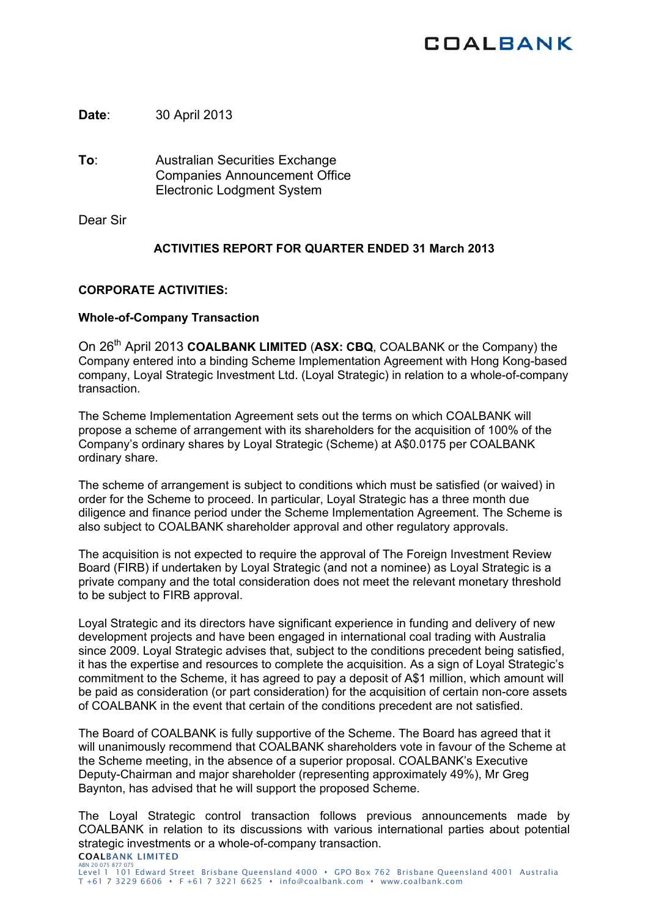**Date**: 30 April 2013

**To**: Australian Securities Exchange
Companies Announcement Office
Electronic Lodgment System

Dear Sir

**ACTIVITIES REPORT FOR QUARTER ENDED 31 March 2013**

**CORPORATE ACTIVITIES:**

**Whole-of-Company Transaction**

On 26th April 2013 **COALBANK LIMITED** (**ASX: CBQ**, COALBANK or the Company) the Company entered into a binding Scheme Implementation Agreement with Hong Kong-based company, Loyal Strategic Investment Ltd. (Loyal Strategic) in relation to a whole-of-company transaction.

The Scheme Implementation Agreement sets out the terms on which COALBANK will propose a scheme of arrangement with its shareholders for the acquisition of 100% of the Company's ordinary shares by Loyal Strategic (Scheme) at A$0.0175 per COALBANK ordinary share.

The scheme of arrangement is subject to conditions which must be satisfied (or waived) in order for the Scheme to proceed. In particular, Loyal Strategic has a three month due diligence and finance period under the Scheme Implementation Agreement. The Scheme is also subject to COALBANK shareholder approval and other regulatory approvals.

The acquisition is not expected to require the approval of The Foreign Investment Review Board (FIRB) if undertaken by Loyal Strategic (and not a nominee) as Loyal Strategic is a private company and the total consideration does not meet the relevant monetary threshold to be subject to FIRB approval.

Loyal Strategic and its directors have significant experience in funding and delivery of new development projects and have been engaged in international coal trading with Australia since 2009. Loyal Strategic advises that, subject to the conditions precedent being satisfied, it has the expertise and resources to complete the acquisition. As a sign of Loyal Strategic's commitment to the Scheme, it has agreed to pay a deposit of A$1 million, which amount will be paid as consideration (or part consideration) for the acquisition of certain non-core assets of COALBANK in the event that certain of the conditions precedent are not satisfied.

The Board of COALBANK is fully supportive of the Scheme. The Board has agreed that it will unanimously recommend that COALBANK shareholders vote in favour of the Scheme at the Scheme meeting, in the absence of a superior proposal. COALBANK's Executive Deputy-Chairman and major shareholder (representing approximately 49%), Mr Greg Baynton, has advised that he will support the proposed Scheme.

The Loyal Strategic control transaction follows previous announcements made by COALBANK in relation to its discussions with various international parties about potential strategic investments or a whole-of-company transaction.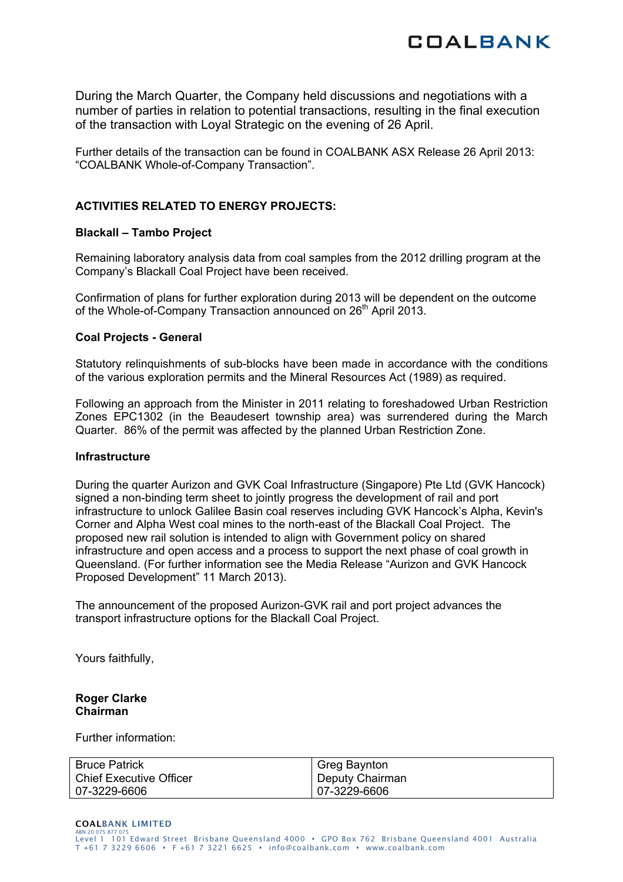During the March Quarter, the Company held discussions and negotiations with a number of parties in relation to potential transactions, resulting in the final execution of the transaction with Loyal Strategic on the evening of 26 April.

Further details of the transaction can be found in COALBANK ASX Release 26 April 2013: "COALBANK Whole-of-Company Transaction".

## ACTIVITIES RELATED TO ENERGY PROJECTS:

### Blackall – Tambo Project

Remaining laboratory analysis data from coal samples from the 2012 drilling program at the Company's Blackall Coal Project have been received.

Confirmation of plans for further exploration during 2013 will be dependent on the outcome of the Whole-of-Company Transaction announced on 26th April 2013.

### Coal Projects - General

Statutory relinquishments of sub-blocks have been made in accordance with the conditions of the various exploration permits and the Mineral Resources Act (1989) as required.

Following an approach from the Minister in 2011 relating to foreshadowed Urban Restriction Zones EPC1302 (in the Beaudesert township area) was surrendered during the March Quarter. 86% of the permit was affected by the planned Urban Restriction Zone.

### Infrastructure

During the quarter Aurizon and GVK Coal Infrastructure (Singapore) Pte Ltd (GVK Hancock) signed a non-binding term sheet to jointly progress the development of rail and port infrastructure to unlock Galilee Basin coal reserves including GVK Hancock's Alpha, Kevin's Corner and Alpha West coal mines to the north-east of the Blackall Coal Project. The proposed new rail solution is intended to align with Government policy on shared infrastructure and open access and a process to support the next phase of coal growth in Queensland. (For further information see the Media Release "Aurizon and GVK Hancock Proposed Development" 11 March 2013).

The announcement of the proposed Aurizon-GVK rail and port project advances the transport infrastructure options for the Blackall Coal Project.

Yours faithfully,

**Roger Clarke**
**Chairman**

Further information:

| | |
|---|---|
| Bruce Patrick<br>Chief Executive Officer<br>07-3229-6606 | Greg Baynton<br>Deputy Chairman<br>07-3229-6606 |